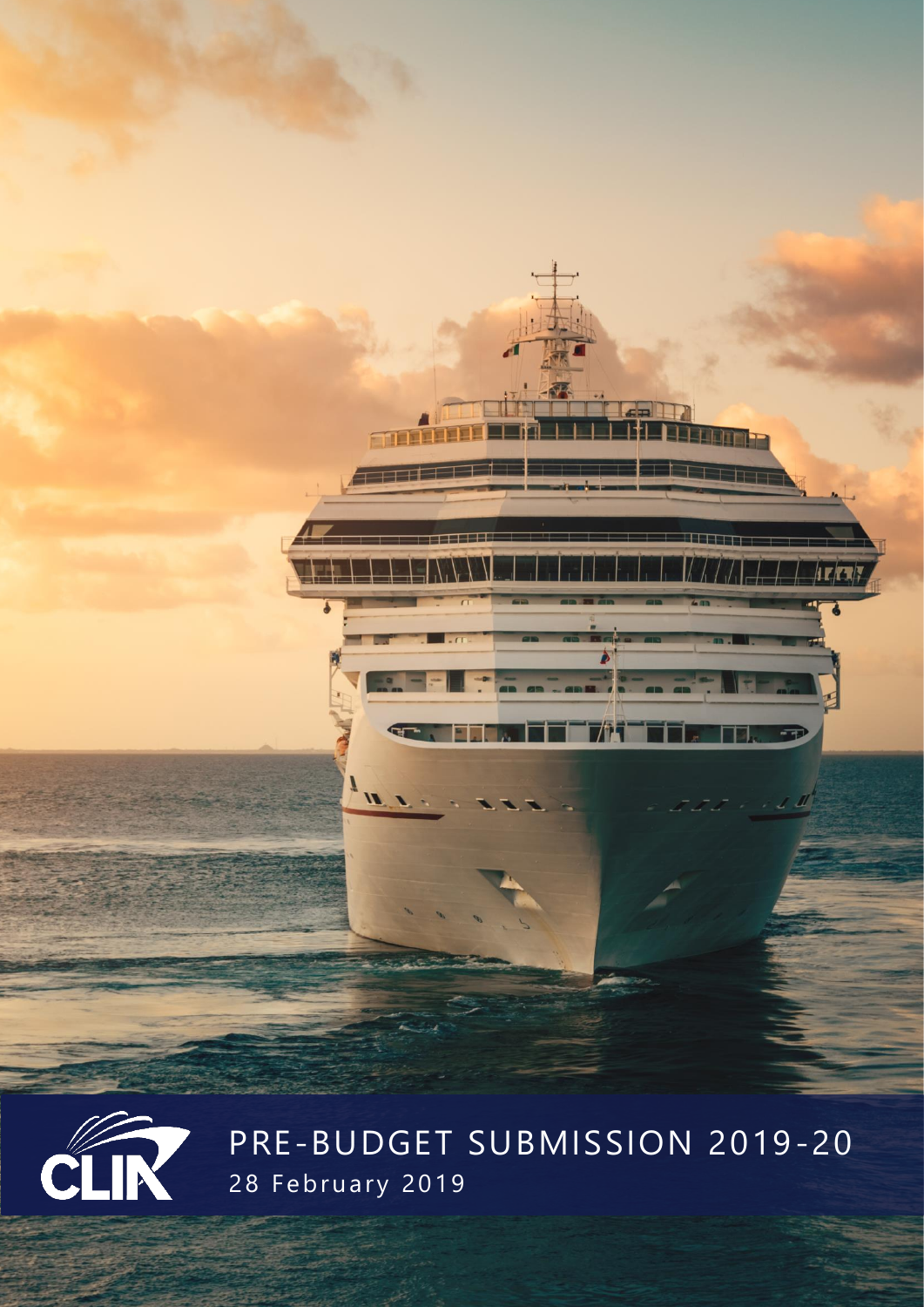CLIA

# PRE-BUDGET SUBMISSION 2019-20

28 February 2019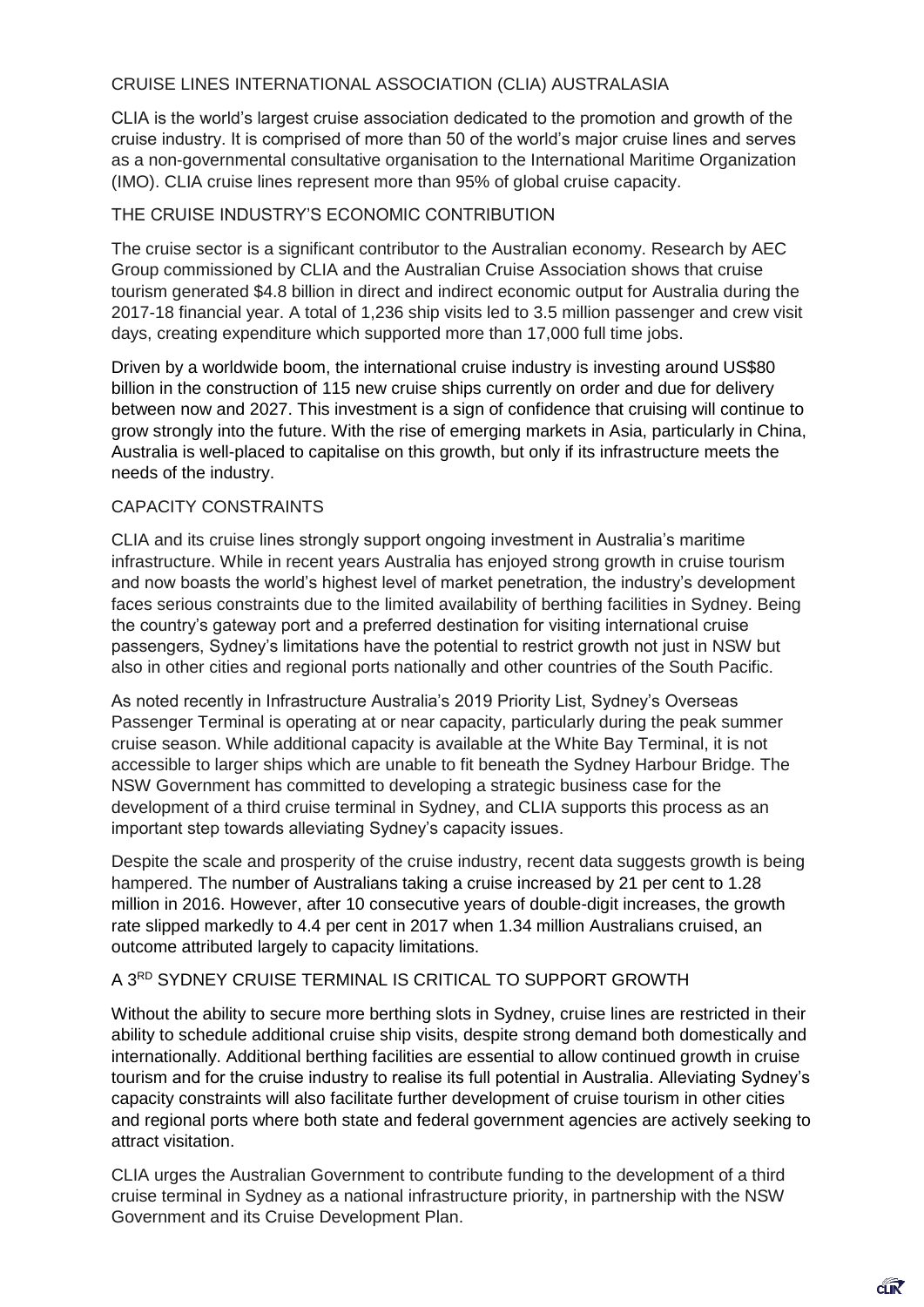## CRUISE LINES INTERNATIONAL ASSOCIATION (CLIA) AUSTRALASIA

CLIA is the world's largest cruise association dedicated to the promotion and growth of the cruise industry. It is comprised of more than 50 of the world's major cruise lines and serves as a non-governmental consultative organisation to the International Maritime Organization (IMO). CLIA cruise lines represent more than 95% of global cruise capacity.

## THE CRUISE INDUSTRY'S ECONOMIC CONTRIBUTION

The cruise sector is a significant contributor to the Australian economy. Research by AEC Group commissioned by CLIA and the Australian Cruise Association shows that cruise tourism generated $4.8 billion in direct and indirect economic output for Australia during the 2017-18 financial year. A total of 1,236 ship visits led to 3.5 million passenger and crew visit days, creating expenditure which supported more than 17,000 full time jobs.

Driven by a worldwide boom, the international cruise industry is investing around US$80 billion in the construction of 115 new cruise ships currently on order and due for delivery between now and 2027. This investment is a sign of confidence that cruising will continue to grow strongly into the future. With the rise of emerging markets in Asia, particularly in China, Australia is well-placed to capitalise on this growth, but only if its infrastructure meets the needs of the industry.

## CAPACITY CONSTRAINTS

CLIA and its cruise lines strongly support ongoing investment in Australia's maritime infrastructure. While in recent years Australia has enjoyed strong growth in cruise tourism and now boasts the world's highest level of market penetration, the industry's development faces serious constraints due to the limited availability of berthing facilities in Sydney. Being the country's gateway port and a preferred destination for visiting international cruise passengers, Sydney's limitations have the potential to restrict growth not just in NSW but also in other cities and regional ports nationally and other countries of the South Pacific.

As noted recently in Infrastructure Australia's 2019 Priority List, Sydney's Overseas Passenger Terminal is operating at or near capacity, particularly during the peak summer cruise season. While additional capacity is available at the White Bay Terminal, it is not accessible to larger ships which are unable to fit beneath the Sydney Harbour Bridge. The NSW Government has committed to developing a strategic business case for the development of a third cruise terminal in Sydney, and CLIA supports this process as an important step towards alleviating Sydney's capacity issues.

Despite the scale and prosperity of the cruise industry, recent data suggests growth is being hampered. The number of Australians taking a cruise increased by 21 per cent to 1.28 million in 2016. However, after 10 consecutive years of double-digit increases, the growth rate slipped markedly to 4.4 per cent in 2017 when 1.34 million Australians cruised, an outcome attributed largely to capacity limitations.

## A 3RD SYDNEY CRUISE TERMINAL IS CRITICAL TO SUPPORT GROWTH

Without the ability to secure more berthing slots in Sydney, cruise lines are restricted in their ability to schedule additional cruise ship visits, despite strong demand both domestically and internationally. Additional berthing facilities are essential to allow continued growth in cruise tourism and for the cruise industry to realise its full potential in Australia. Alleviating Sydney's capacity constraints will also facilitate further development of cruise tourism in other cities and regional ports where both state and federal government agencies are actively seeking to attract visitation.

CLIA urges the Australian Government to contribute funding to the development of a third cruise terminal in Sydney as a national infrastructure priority, in partnership with the NSW Government and its Cruise Development Plan.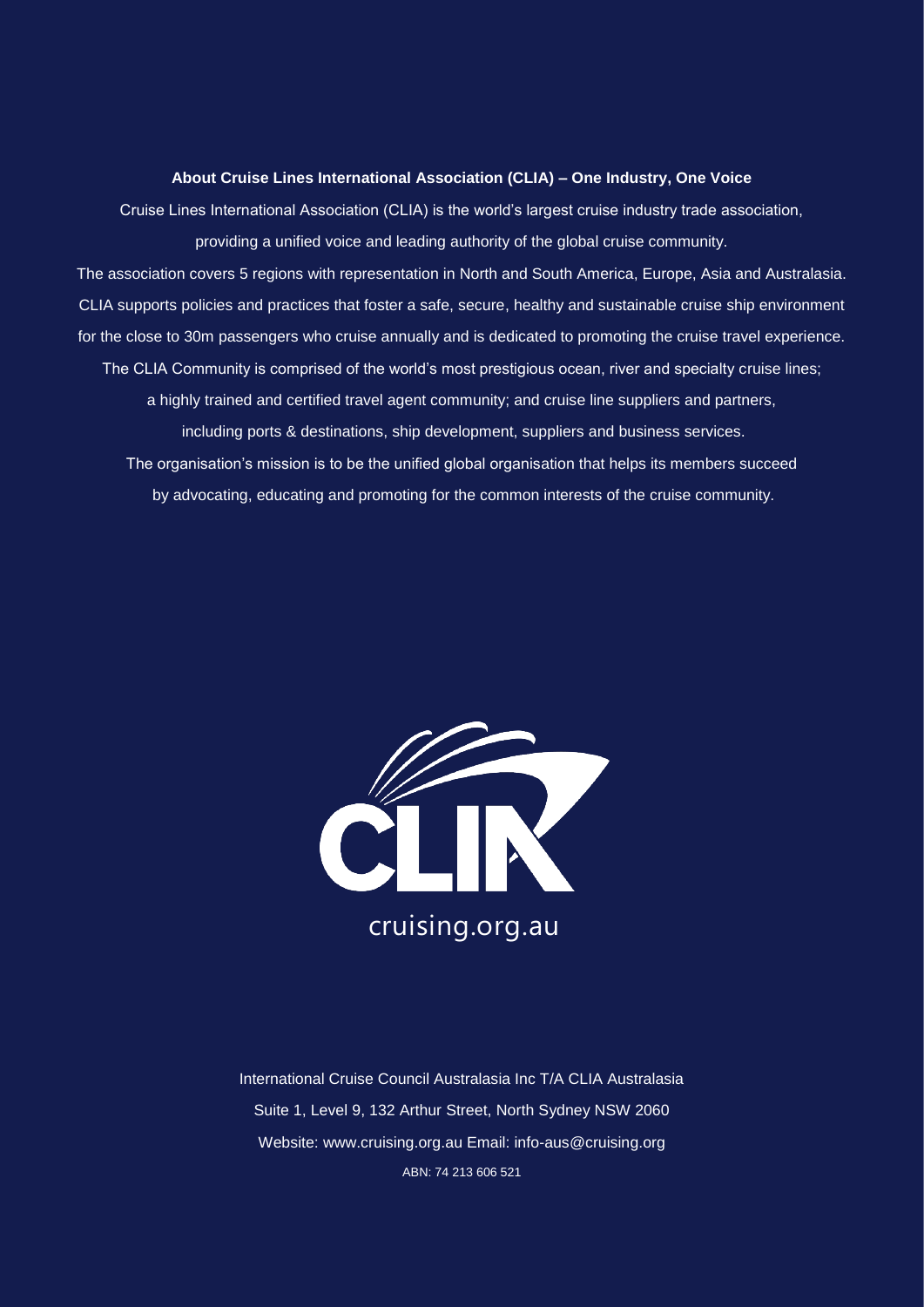**About Cruise Lines International Association (CLIA) – One Industry, One Voice**

Cruise Lines International Association (CLIA) is the world's largest cruise industry trade association, providing a unified voice and leading authority of the global cruise community.

The association covers 5 regions with representation in North and South America, Europe, Asia and Australasia.

CLIA supports policies and practices that foster a safe, secure, healthy and sustainable cruise ship environment for the close to 30m passengers who cruise annually and is dedicated to promoting the cruise travel experience.

The CLIA Community is comprised of the world's most prestigious ocean, river and specialty cruise lines; a highly trained and certified travel agent community; and cruise line suppliers and partners, including ports & destinations, ship development, suppliers and business services.

The organisation's mission is to be the unified global organisation that helps its members succeed by advocating, educating and promoting for the common interests of the cruise community.

CLIA

cruising.org.au

International Cruise Council Australasia Inc T/A CLIA Australasia

Suite 1, Level 9, 132 Arthur Street, North Sydney NSW 2060

Website: www.cruising.org.au Email: info-aus@cruising.org

ABN: 74 213 606 521